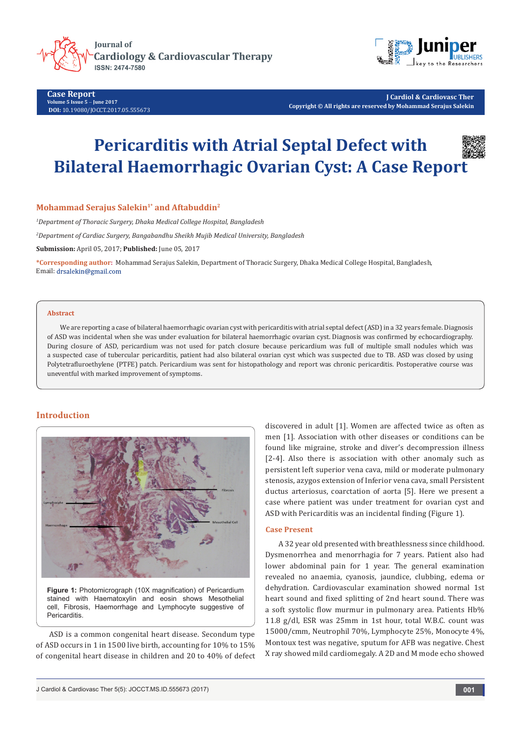# Pericarditis with Atrial Septal Defect with Bilateral Haemorrhagic Ovarian Cyst: A Case Report

**Mohammad Serajus Salekin[1*] and Aftabuddin[2]**

[1]*Department of Thoracic Surgery, Dhaka Medical College Hospital, Bangladesh*

[2]*Department of Cardiac Surgery, Bangabandhu Sheikh Mujib Medical University, Bangladesh*

**Submission:** April 05, 2017; **Published:** June 05, 2017

**\*Corresponding author:** Mohammad Serajus Salekin, Department of Thoracic Surgery, Dhaka Medical College Hospital, Bangladesh, Email: drsalekin@gmail.com

## Abstract

We are reporting a case of bilateral haemorrhagic ovarian cyst with pericarditis with atrial septal defect (ASD) in a 32 years female. Diagnosis of ASD was incidental when she was under evaluation for bilateral haemorrhagic ovarian cyst. Diagnosis was confirmed by echocardiography. During closure of ASD, pericardium was not used for patch closure because pericardium was full of multiple small nodules which was a suspected case of tubercular pericarditis, patient had also bilateral ovarian cyst which was suspected due to TB. ASD was closed by using Polytetrafluroethylene (PTFE) patch. Pericardium was sent for histopathology and report was chronic pericarditis. Postoperative course was uneventful with marked improvement of symptoms.

## Introduction

**Figure 1:** Photomicrograph (10X magnification) of Pericardium stained with Haematoxylin and eosin shows Mesothelial cell, Fibrosis, Haemorrhage and Lymphocyte suggestive of Pericarditis.

ASD is a common congenital heart disease. Secondum type of ASD occurs in 1 in 1500 live birth, accounting for 10% to 15% of congenital heart disease in children and 20 to 40% of defect discovered in adult [1]. Women are affected twice as often as men [1]. Association with other diseases or conditions can be found like migraine, stroke and diver's decompression illness [2-4]. Also there is association with other anomaly such as persistent left superior vena cava, mild or moderate pulmonary stenosis, azygos extension of Inferior vena cava, small Persistent ductus arteriosus, coarctation of aorta [5]. Here we present a case where patient was under treatment for ovarian cyst and ASD with Pericarditis was an incidental finding (Figure 1).

### Case Present

A 32 year old presented with breathlessness since childhood. Dysmenorrhea and menorrhagia for 7 years. Patient also had lower abdominal pain for 1 year. The general examination revealed no anaemia, cyanosis, jaundice, clubbing, edema or dehydration. Cardiovascular examination showed normal 1st heart sound and fixed splitting of 2nd heart sound. There was a soft systolic flow murmur in pulmonary area. Patients Hb% 11.8 g/dl, ESR was 25mm in 1st hour, total W.B.C. count was 15000/cmm, Neutrophil 70%, Lymphocyte 25%, Monocyte 4%, Montoux test was negative, sputum for AFB was negative. Chest X ray showed mild cardiomegaly. A 2D and M mode echo showed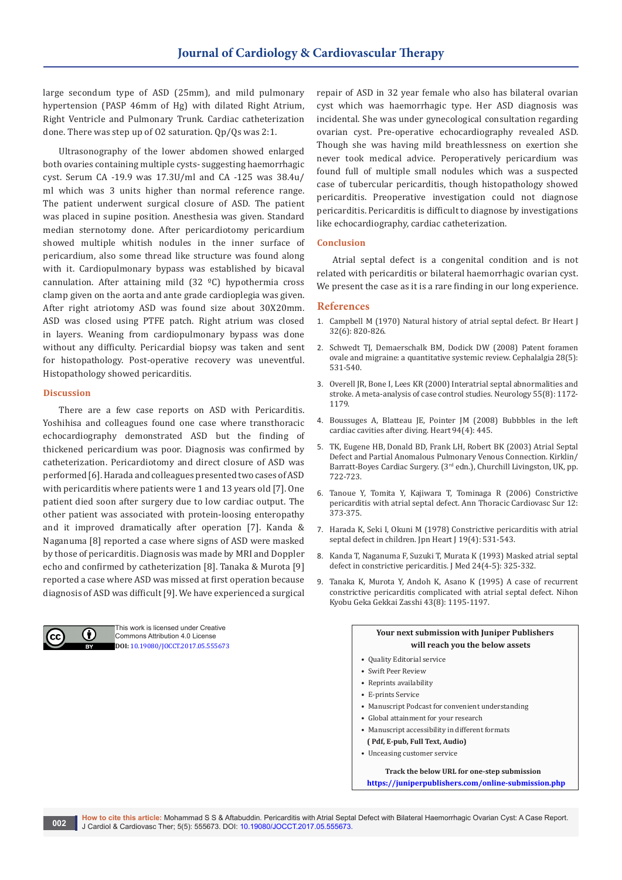large secondum type of ASD (25mm), and mild pulmonary hypertension (PASP 46mm of Hg) with dilated Right Atrium, Right Ventricle and Pulmonary Trunk. Cardiac catheterization done. There was step up of O2 saturation. Qp/Qs was 2:1.

Ultrasonography of the lower abdomen showed enlarged both ovaries containing multiple cysts- suggesting haemorrhagic cyst. Serum CA -19.9 was 17.3U/ml and CA -125 was 38.4u/ml which was 3 units higher than normal reference range. The patient underwent surgical closure of ASD. The patient was placed in supine position. Anesthesia was given. Standard median sternotomy done. After pericardiotomy pericardium showed multiple whitish nodules in the inner surface of pericardium, also some thread like structure was found along with it. Cardiopulmonary bypass was established by bicaval cannulation. After attaining mild (32 ºC) hypothermia cross clamp given on the aorta and ante grade cardioplegia was given. After right atriotomy ASD was found size about 30X20mm. ASD was closed using PTFE patch. Right atrium was closed in layers. Weaning from cardiopulmonary bypass was done without any difficulty. Pericardial biopsy was taken and sent for histopathology. Post-operative recovery was uneventful. Histopathology showed pericarditis.

## Discussion

There are a few case reports on ASD with Pericarditis. Yoshihisa and colleagues found one case where transthoracic echocardiography demonstrated ASD but the finding of thickened pericardium was poor. Diagnosis was confirmed by catheterization. Pericardiotomy and direct closure of ASD was performed [6]. Harada and colleagues presented two cases of ASD with pericarditis where patients were 1 and 13 years old [7]. One patient died soon after surgery due to low cardiac output. The other patient was associated with protein-loosing enteropathy and it improved dramatically after operation [7]. Kanda & Naganuma [8] reported a case where signs of ASD were masked by those of pericarditis. Diagnosis was made by MRI and Doppler echo and confirmed by catheterization [8]. Tanaka & Murota [9] reported a case where ASD was missed at first operation because diagnosis of ASD was difficult [9]. We have experienced a surgical repair of ASD in 32 year female who also has bilateral ovarian cyst which was haemorrhagic type. Her ASD diagnosis was incidental. She was under gynecological consultation regarding ovarian cyst. Pre-operative echocardiography revealed ASD. Though she was having mild breathlessness on exertion she never took medical advice. Peroperatively pericardium was found full of multiple small nodules which was a suspected case of tubercular pericarditis, though histopathology showed pericarditis. Preoperative investigation could not diagnose pericarditis. Pericarditis is difficult to diagnose by investigations like echocardiography, cardiac catheterization.

## Conclusion

Atrial septal defect is a congenital condition and is not related with pericarditis or bilateral haemorrhagic ovarian cyst. We present the case as it is a rare finding in our long experience.

## References

1. Campbell M (1970) Natural history of atrial septal defect. Br Heart J 32(6): 820-826.
2. Schwedt TJ, Demaerschalk BM, Dodick DW (2008) Patent foramen ovale and migraine: a quantitative systemic review. Cephalalgia 28(5): 531-540.
3. Overell JR, Bone I, Lees KR (2000) Interatrial septal abnormalities and stroke. A meta-analysis of case control studies. Neurology 55(8): 1172-1179.
4. Boussuges A, Blatteau JE, Pointer JM (2008) Bubbbles in the left cardiac cavities after diving. Heart 94(4): 445.
5. TK, Eugene HB, Donald BD, Frank LH, Robert BK (2003) Atrial Septal Defect and Partial Anomalous Pulmonary Venous Connection. Kirklin/Barratt-Boyes Cardiac Surgery. (3rd edn.), Churchill Livingston, UK, pp. 722-723.
6. Tanoue Y, Tomita Y, Kajiwara T, Tominaga R (2006) Constrictive pericarditis with atrial septal defect. Ann Thoracic Cardiovasc Sur 12: 373-375.
7. Harada K, Seki I, Okuni M (1978) Constrictive pericarditis with atrial septal defect in children. Jpn Heart J 19(4): 531-543.
8. Kanda T, Naganuma F, Suzuki T, Murata K (1993) Masked atrial septal defect in constrictive pericarditis. J Med 24(4-5): 325-332.
9. Tanaka K, Murota Y, Andoh K, Asano K (1995) A case of recurrent constrictive pericarditis complicated with atrial septal defect. Nihon Kyobu Geka Gekkai Zasshi 43(8): 1195-1197.

This work is licensed under Creative Commons Attribution 4.0 License
**DOI:** 10.19080/JOCCT.2017.05.555673

**Your next submission with Juniper Publishers will reach you the below assets**

- Quality Editorial service
- Swift Peer Review
- Reprints availability
- E-prints Service
- Manuscript Podcast for convenient understanding
- Global attainment for your research
- Manuscript accessibility in different formats
  **( Pdf, E-pub, Full Text, Audio)**
- Unceasing customer service

**Track the below URL for one-step submission**
**https://juniperpublishers.com/online-submission.php**

**How to cite this article:** Mohammad S S & Aftabuddin. Pericarditis with Atrial Septal Defect with Bilateral Haemorrhagic Ovarian Cyst: A Case Report. J Cardiol & Cardiovasc Ther; 5(5): 555673. DOI: 10.19080/JOCCT.2017.05.555673.